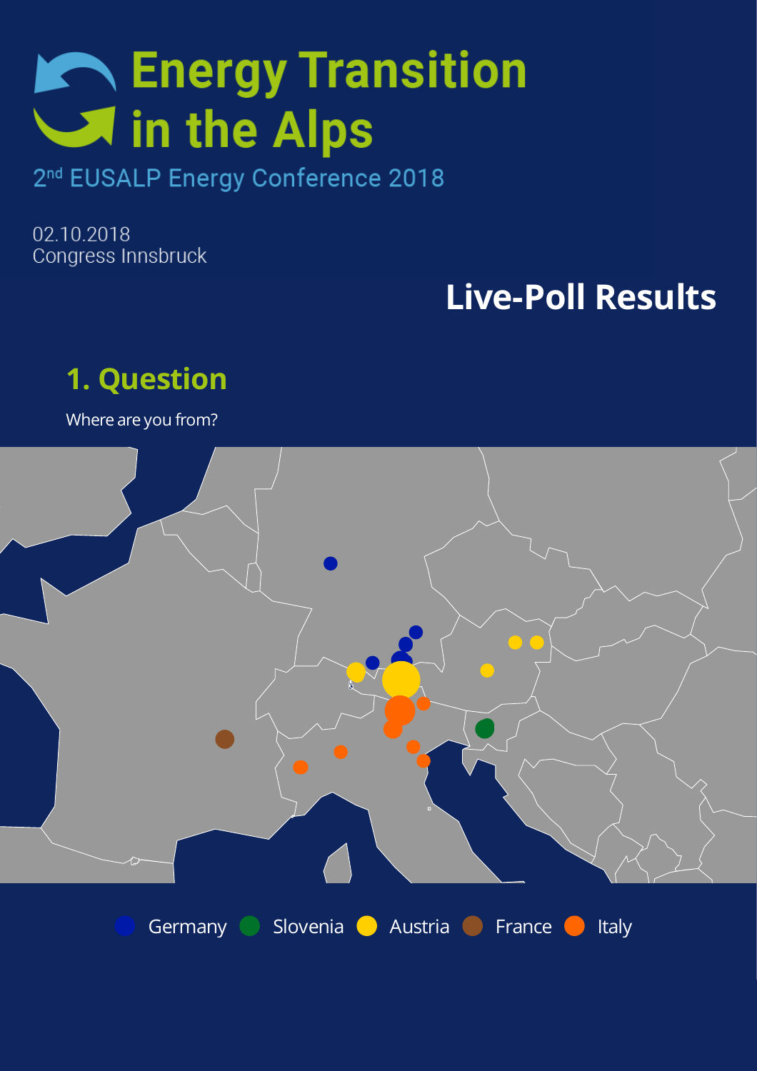# Energy Transition in the Alps

2nd EUSALP Energy Conference 2018

02.10.2018
Congress Innsbruck

## Live-Poll Results

### 1. Question

Where are you from?

Germany Slovenia Austria France Italy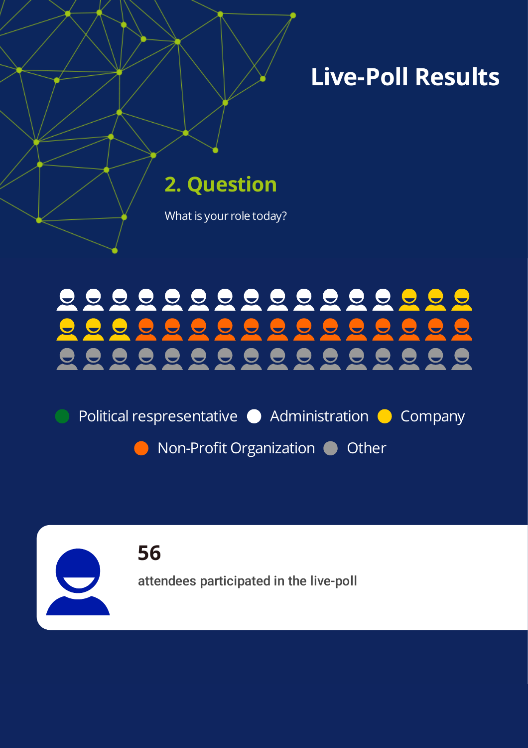# Live-Poll Results

## 2. Question

What is your role today?

Political respresentative Administration Company

Non-Profit Organization Other

**56**

attendees participated in the live-poll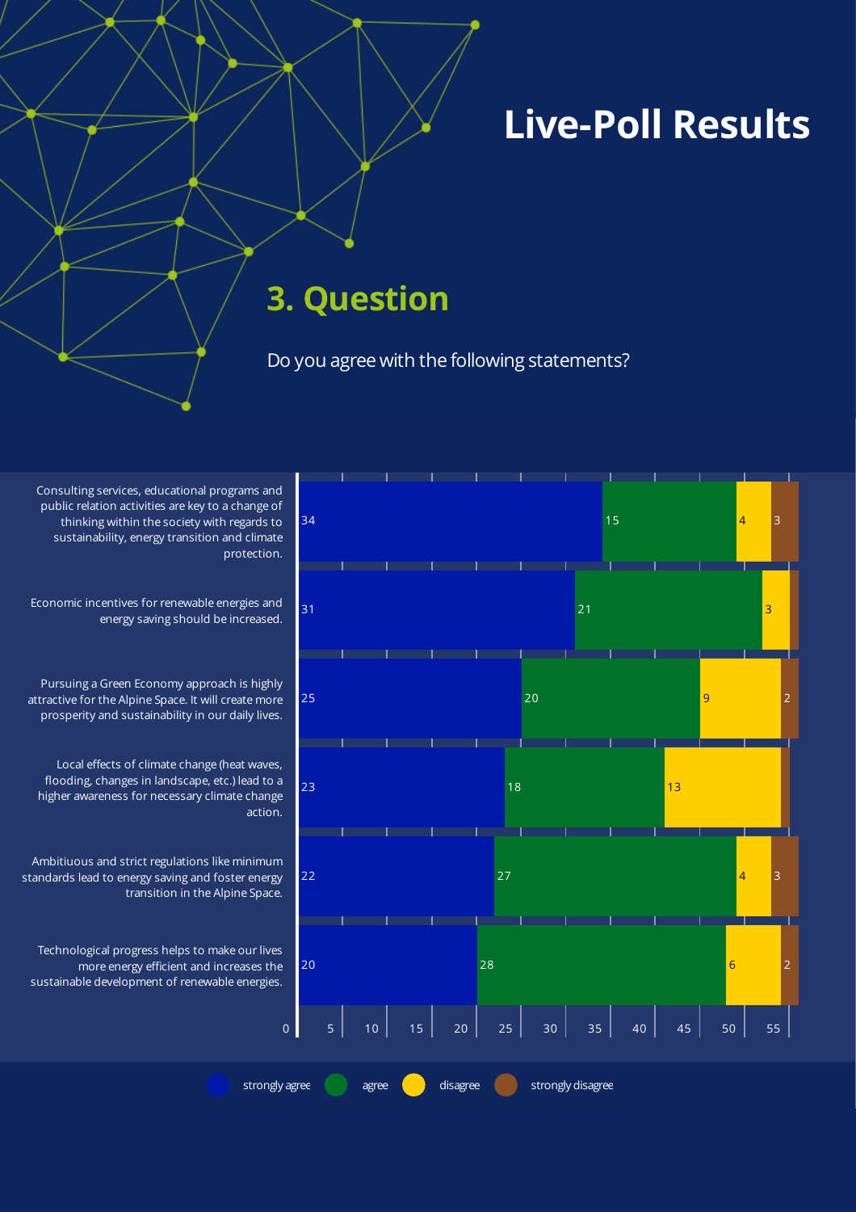# Live-Poll Results

## 3. Question

Do you agree with the following statements?

| Statement | strongly agree | agree | disagree | strongly disagree |
| --- | --- | --- | --- | --- |
| Consulting services, educational programs and public relation activities are key to a change of thinking within the society with regards to sustainability, energy transition and climate protection. | 34 | 15 | 4 | 3 |
| Economic incentives for renewable energies and energy saving should be increased. | 31 | 21 | 3 | |
| Pursuing a Green Economy approach is highly attractive for the Alpine Space. It will create more prosperity and sustainability in our daily lives. | 25 | 20 | 9 | 2 |
| Local effects of climate change (heat waves, flooding, changes in landscape, etc.) lead to a higher awareness for necessary climate change action. | 23 | 18 | 13 | |
| Ambitiuous and strict regulations like minimum standards lead to energy saving and foster energy transition in the Alpine Space. | 22 | 27 | 4 | 3 |
| Technological progress helps to make our lives more energy efficient and increases the sustainable development of renewable energies. | 20 | 28 | 6 | 2 |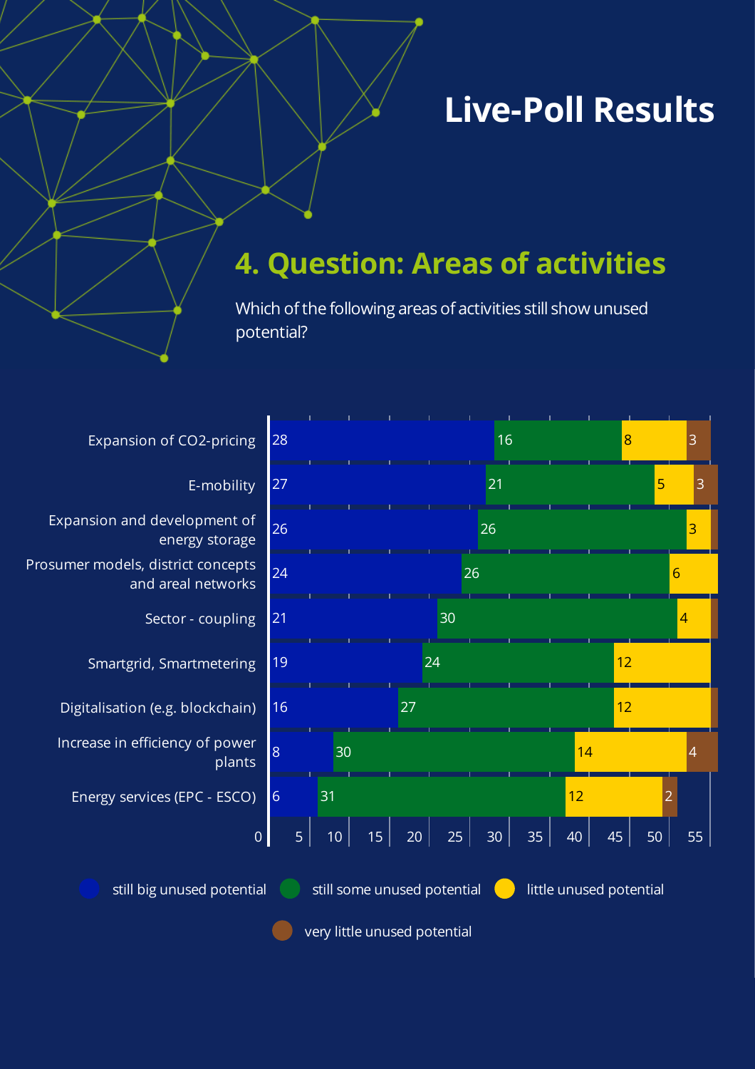# Live-Poll Results

## 4. Question: Areas of activities

Which of the following areas of activities still show unused potential?

| Area of activity | still big unused potential | still some unused potential | little unused potential | very little unused potential |
|---|---|---|---|---|
| Expansion of CO2-pricing | 28 | 16 | 8 | 3 |
| E-mobility | 27 | 21 | 5 | 3 |
| Expansion and development of energy storage | 26 | 26 | 3 | |
| Prosumer models, district concepts and areal networks | 24 | 26 | 6 | |
| Sector - coupling | 21 | 30 | 4 | |
| Smartgrid, Smartmetering | 19 | 24 | 12 | |
| Digitalisation (e.g. blockchain) | 16 | 27 | 12 | |
| Increase in efficiency of power plants | 8 | 30 | 14 | 4 |
| Energy services (EPC - ESCO) | 6 | 31 | 12 | 2 |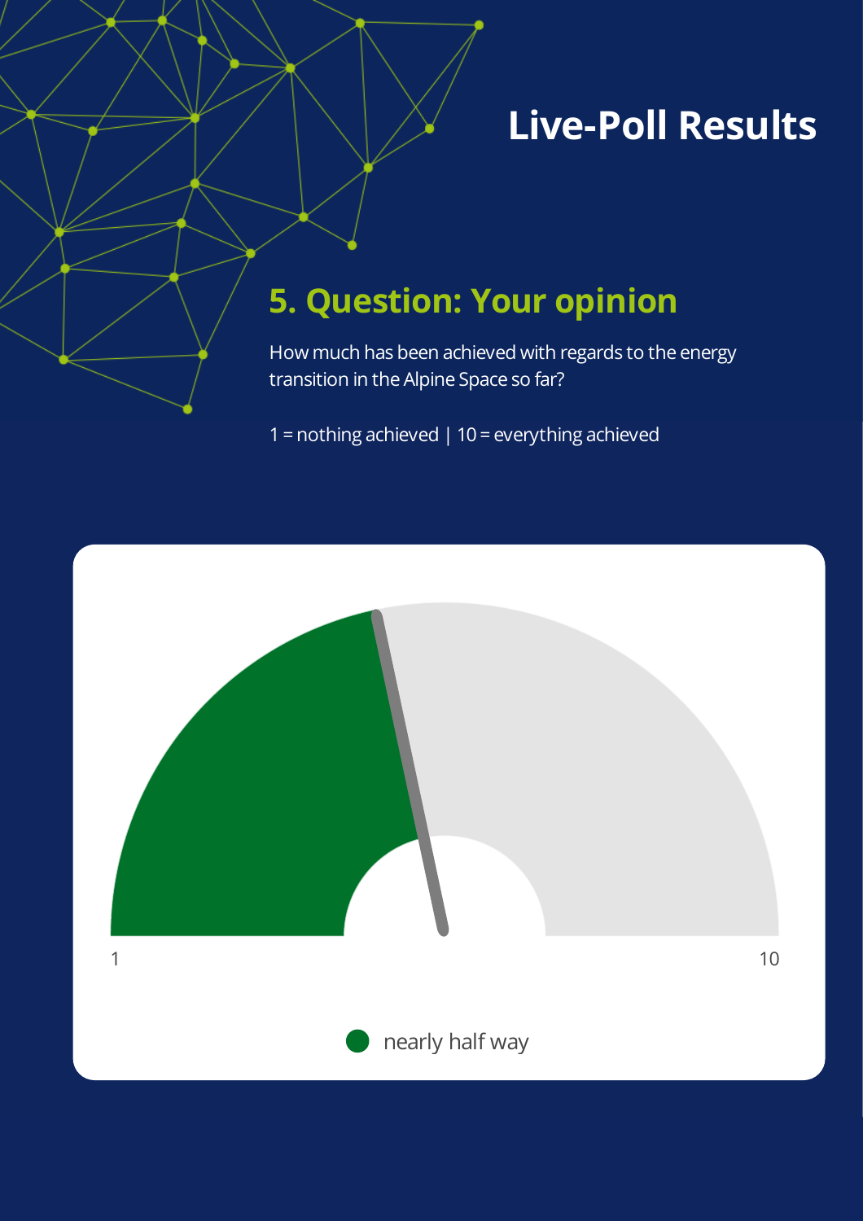# Live-Poll Results

## 5. Question: Your opinion

How much has been achieved with regards to the energy transition in the Alpine Space so far?

1 = nothing achieved | 10 = everything achieved

1

10

nearly half way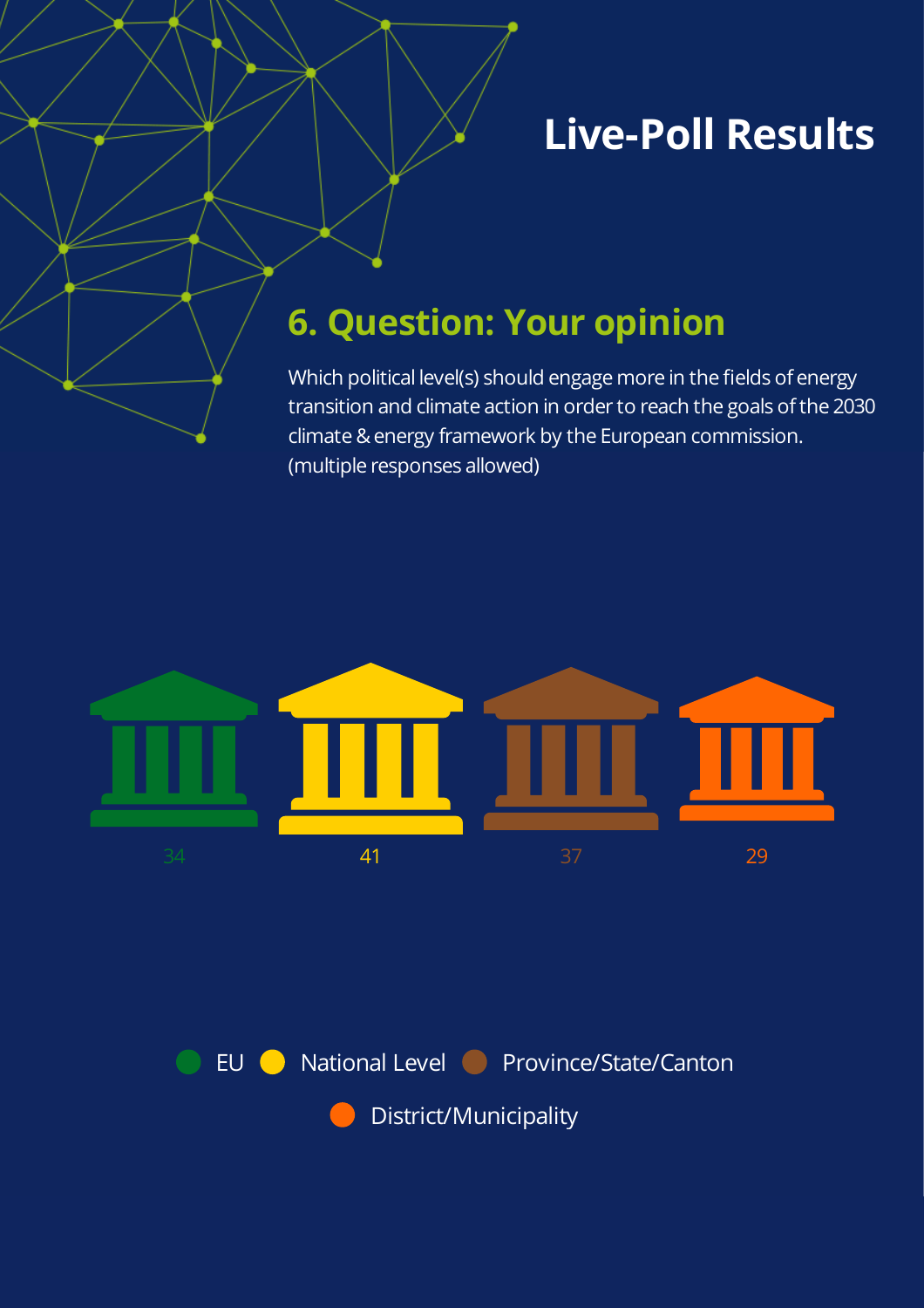# Live-Poll Results

## 6. Question: Your opinion

Which political level(s) should engage more in the fields of energy transition and climate action in order to reach the goals of the 2030 climate & energy framework by the European commission. (multiple responses allowed)

| EU | National Level | Province/State/Canton | District/Municipality |
| --- | --- | --- | --- |
| 34 | 41 | 37 | 29 |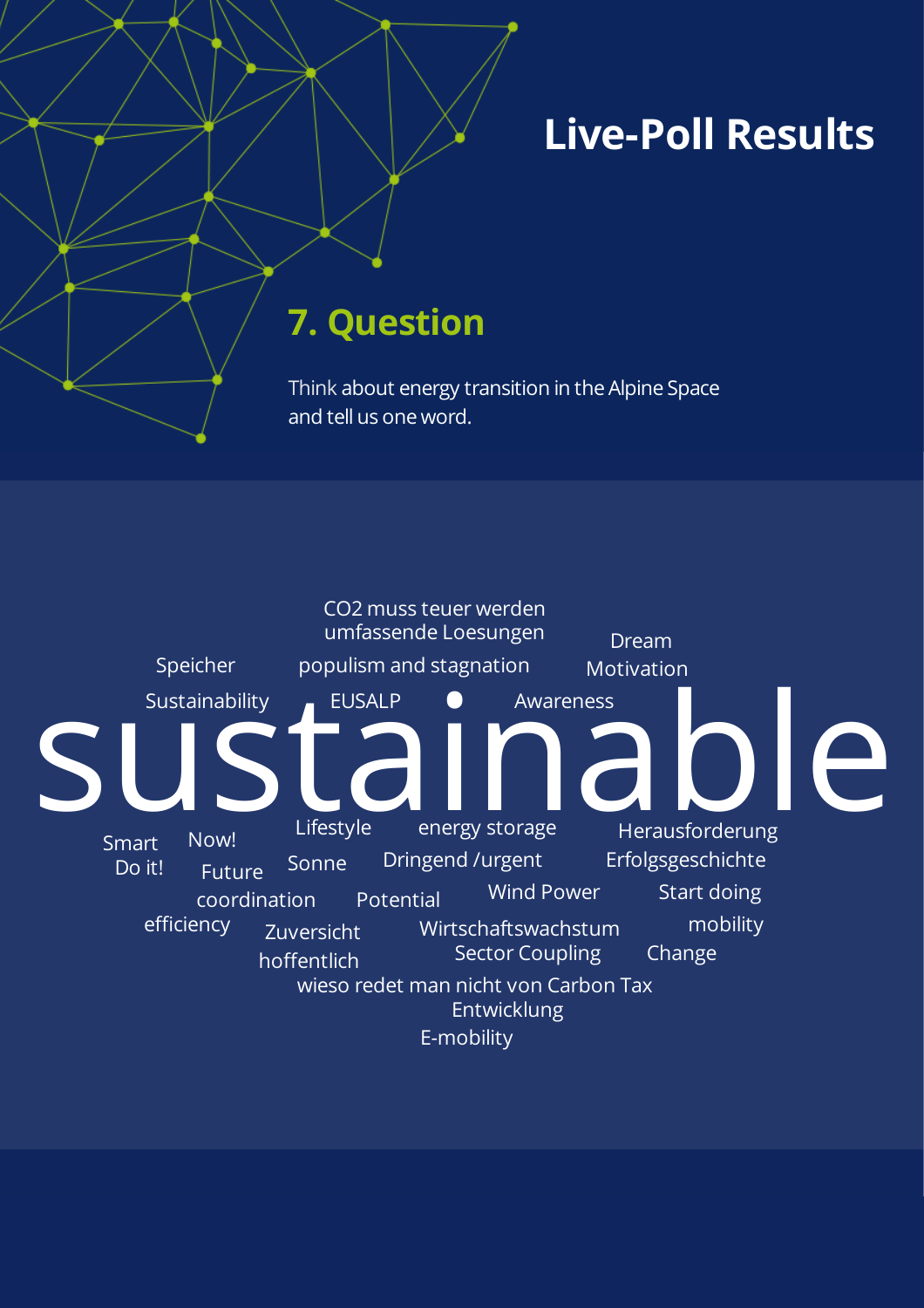# Live-Poll Results

## 7. Question

Think about energy transition in the Alpine Space and tell us one word.

CO2 muss teuer werden
umfassende Loesungen
Dream
Speicher
populism and stagnation
Motivation
Sustainability
EUSALP
Awareness

**sustainable**

Lifestyle
energy storage
Smart
Now!
Herausforderung
Do it!
Future
Sonne
Dringend /urgent
Erfolgsgeschichte
coordination
Potential
Wind Power
Start doing
efficiency
Zuversicht
Wirtschaftswachstum
mobility
hoffentlich
Sector Coupling
Change
wieso redet man nicht von Carbon Tax
Entwicklung
E-mobility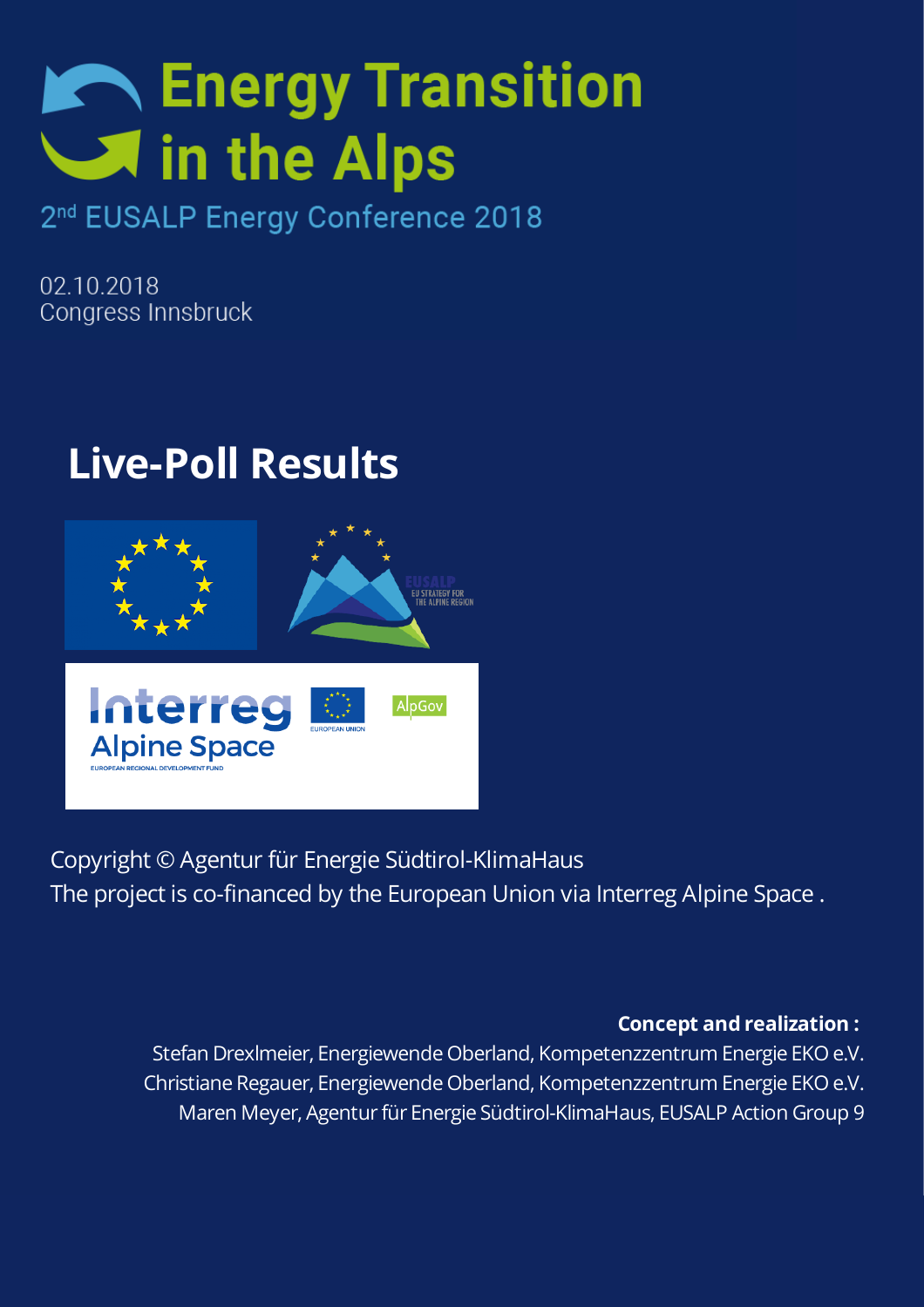# Energy Transition in the Alps

2nd EUSALP Energy Conference 2018

02.10.2018
Congress Innsbruck

## Live-Poll Results

Copyright © Agentur für Energie Südtirol-KlimaHaus
The project is co-financed by the European Union via Interreg Alpine Space .

**Concept and realization :**
Stefan Drexlmeier, Energiewende Oberland, Kompetenzzentrum Energie EKO e.V.
Christiane Regauer, Energiewende Oberland, Kompetenzzentrum Energie EKO e.V.
Maren Meyer, Agentur für Energie Südtirol-KlimaHaus, EUSALP Action Group 9